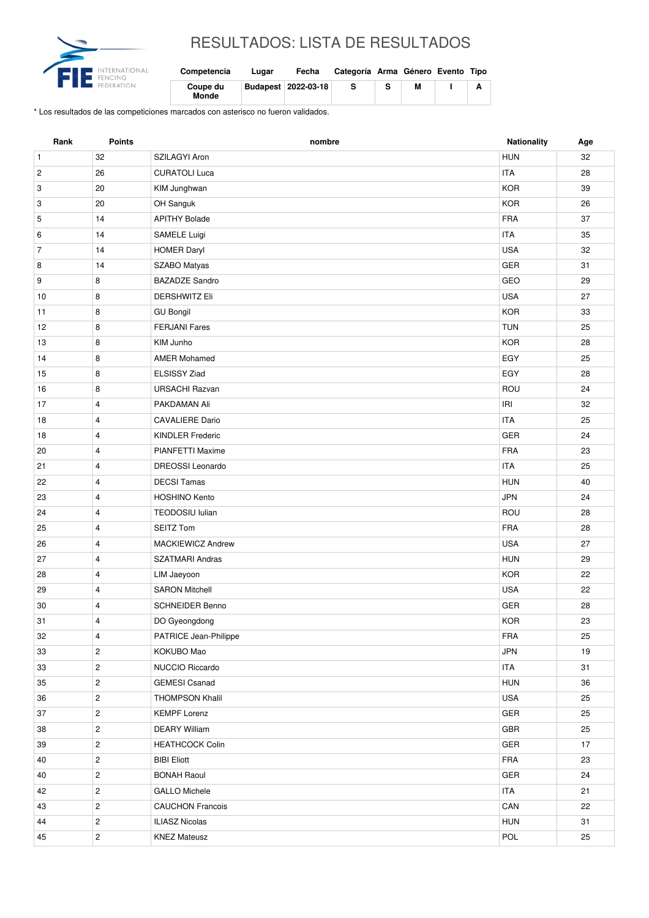# RESULTADOS: LISTA DE RESULTADOS

| Competencia | Lugar | Fecha | Categoría | Arma | Género | Evento | Tipo |
|---|---|---|---|---|---|---|---|
| Coupe du Monde | Budapest | 2022-03-18 | S | S | M | I | A |

* Los resultados de las competiciones marcados con asterisco no fueron validados.

| Rank | Points | nombre | Nationality | Age |
|---|---|---|---|---|
| 1 | 32 | SZILAGYI Aron | HUN | 32 |
| 2 | 26 | CURATOLI Luca | ITA | 28 |
| 3 | 20 | KIM Junghwan | KOR | 39 |
| 3 | 20 | OH Sanguk | KOR | 26 |
| 5 | 14 | APITHY Bolade | FRA | 37 |
| 6 | 14 | SAMELE Luigi | ITA | 35 |
| 7 | 14 | HOMER Daryl | USA | 32 |
| 8 | 14 | SZABO Matyas | GER | 31 |
| 9 | 8 | BAZADZE Sandro | GEO | 29 |
| 10 | 8 | DERSHWITZ Eli | USA | 27 |
| 11 | 8 | GU Bongil | KOR | 33 |
| 12 | 8 | FERJANI Fares | TUN | 25 |
| 13 | 8 | KIM Junho | KOR | 28 |
| 14 | 8 | AMER Mohamed | EGY | 25 |
| 15 | 8 | ELSISSY Ziad | EGY | 28 |
| 16 | 8 | URSACHI Razvan | ROU | 24 |
| 17 | 4 | PAKDAMAN Ali | IRI | 32 |
| 18 | 4 | CAVALIERE Dario | ITA | 25 |
| 18 | 4 | KINDLER Frederic | GER | 24 |
| 20 | 4 | PIANFETTI Maxime | FRA | 23 |
| 21 | 4 | DREOSSI Leonardo | ITA | 25 |
| 22 | 4 | DECSI Tamas | HUN | 40 |
| 23 | 4 | HOSHINO Kento | JPN | 24 |
| 24 | 4 | TEODOSIU Iulian | ROU | 28 |
| 25 | 4 | SEITZ Tom | FRA | 28 |
| 26 | 4 | MACKIEWICZ Andrew | USA | 27 |
| 27 | 4 | SZATMARI Andras | HUN | 29 |
| 28 | 4 | LIM Jaeyoon | KOR | 22 |
| 29 | 4 | SARON Mitchell | USA | 22 |
| 30 | 4 | SCHNEIDER Benno | GER | 28 |
| 31 | 4 | DO Gyeongdong | KOR | 23 |
| 32 | 4 | PATRICE Jean-Philippe | FRA | 25 |
| 33 | 2 | KOKUBO Mao | JPN | 19 |
| 33 | 2 | NUCCIO Riccardo | ITA | 31 |
| 35 | 2 | GEMESI Csanad | HUN | 36 |
| 36 | 2 | THOMPSON Khalil | USA | 25 |
| 37 | 2 | KEMPF Lorenz | GER | 25 |
| 38 | 2 | DEARY William | GBR | 25 |
| 39 | 2 | HEATHCOCK Colin | GER | 17 |
| 40 | 2 | BIBI Eliott | FRA | 23 |
| 40 | 2 | BONAH Raoul | GER | 24 |
| 42 | 2 | GALLO Michele | ITA | 21 |
| 43 | 2 | CAUCHON Francois | CAN | 22 |
| 44 | 2 | ILIASZ Nicolas | HUN | 31 |
| 45 | 2 | KNEZ Mateusz | POL | 25 |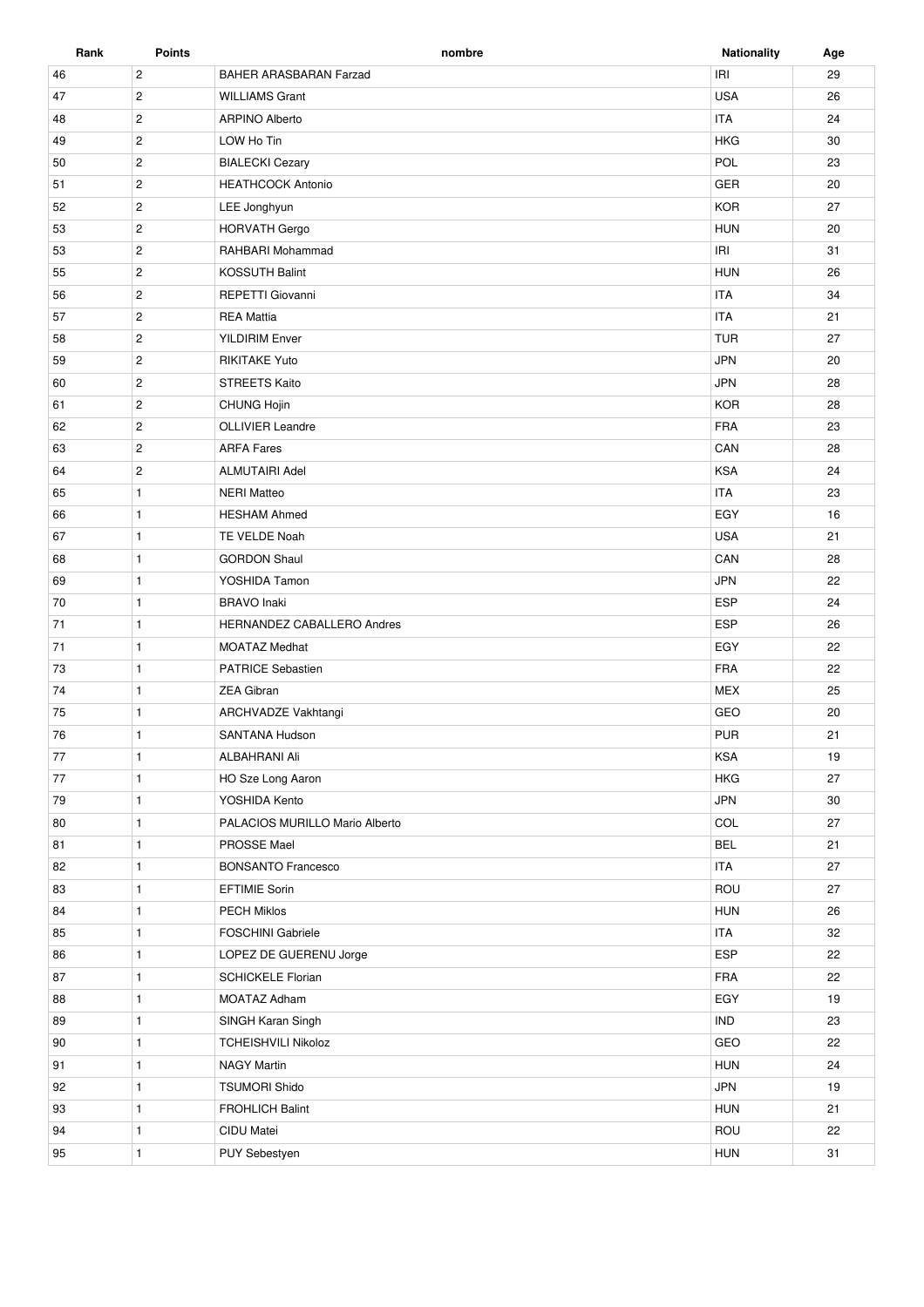| Rank | Points | nombre | Nationality | Age |
| --- | --- | --- | --- | --- |
| 46 | 2 | BAHER ARASBARAN Farzad | IRI | 29 |
| 47 | 2 | WILLIAMS Grant | USA | 26 |
| 48 | 2 | ARPINO Alberto | ITA | 24 |
| 49 | 2 | LOW Ho Tin | HKG | 30 |
| 50 | 2 | BIALECKI Cezary | POL | 23 |
| 51 | 2 | HEATHCOCK Antonio | GER | 20 |
| 52 | 2 | LEE Jonghyun | KOR | 27 |
| 53 | 2 | HORVATH Gergo | HUN | 20 |
| 53 | 2 | RAHBARI Mohammad | IRI | 31 |
| 55 | 2 | KOSSUTH Balint | HUN | 26 |
| 56 | 2 | REPETTI Giovanni | ITA | 34 |
| 57 | 2 | REA Mattia | ITA | 21 |
| 58 | 2 | YILDIRIM Enver | TUR | 27 |
| 59 | 2 | RIKITAKE Yuto | JPN | 20 |
| 60 | 2 | STREETS Kaito | JPN | 28 |
| 61 | 2 | CHUNG Hojin | KOR | 28 |
| 62 | 2 | OLLIVIER Leandre | FRA | 23 |
| 63 | 2 | ARFA Fares | CAN | 28 |
| 64 | 2 | ALMUTAIRI Adel | KSA | 24 |
| 65 | 1 | NERI Matteo | ITA | 23 |
| 66 | 1 | HESHAM Ahmed | EGY | 16 |
| 67 | 1 | TE VELDE Noah | USA | 21 |
| 68 | 1 | GORDON Shaul | CAN | 28 |
| 69 | 1 | YOSHIDA Tamon | JPN | 22 |
| 70 | 1 | BRAVO Inaki | ESP | 24 |
| 71 | 1 | HERNANDEZ CABALLERO Andres | ESP | 26 |
| 71 | 1 | MOATAZ Medhat | EGY | 22 |
| 73 | 1 | PATRICE Sebastien | FRA | 22 |
| 74 | 1 | ZEA Gibran | MEX | 25 |
| 75 | 1 | ARCHVADZE Vakhtangi | GEO | 20 |
| 76 | 1 | SANTANA Hudson | PUR | 21 |
| 77 | 1 | ALBAHRANI Ali | KSA | 19 |
| 77 | 1 | HO Sze Long Aaron | HKG | 27 |
| 79 | 1 | YOSHIDA Kento | JPN | 30 |
| 80 | 1 | PALACIOS MURILLO Mario Alberto | COL | 27 |
| 81 | 1 | PROSSE Mael | BEL | 21 |
| 82 | 1 | BONSANTO Francesco | ITA | 27 |
| 83 | 1 | EFTIMIE Sorin | ROU | 27 |
| 84 | 1 | PECH Miklos | HUN | 26 |
| 85 | 1 | FOSCHINI Gabriele | ITA | 32 |
| 86 | 1 | LOPEZ DE GUERENU Jorge | ESP | 22 |
| 87 | 1 | SCHICKELE Florian | FRA | 22 |
| 88 | 1 | MOATAZ Adham | EGY | 19 |
| 89 | 1 | SINGH Karan Singh | IND | 23 |
| 90 | 1 | TCHEISHVILI Nikoloz | GEO | 22 |
| 91 | 1 | NAGY Martin | HUN | 24 |
| 92 | 1 | TSUMORI Shido | JPN | 19 |
| 93 | 1 | FROHLICH Balint | HUN | 21 |
| 94 | 1 | CIDU Matei | ROU | 22 |
| 95 | 1 | PUY Sebestyen | HUN | 31 |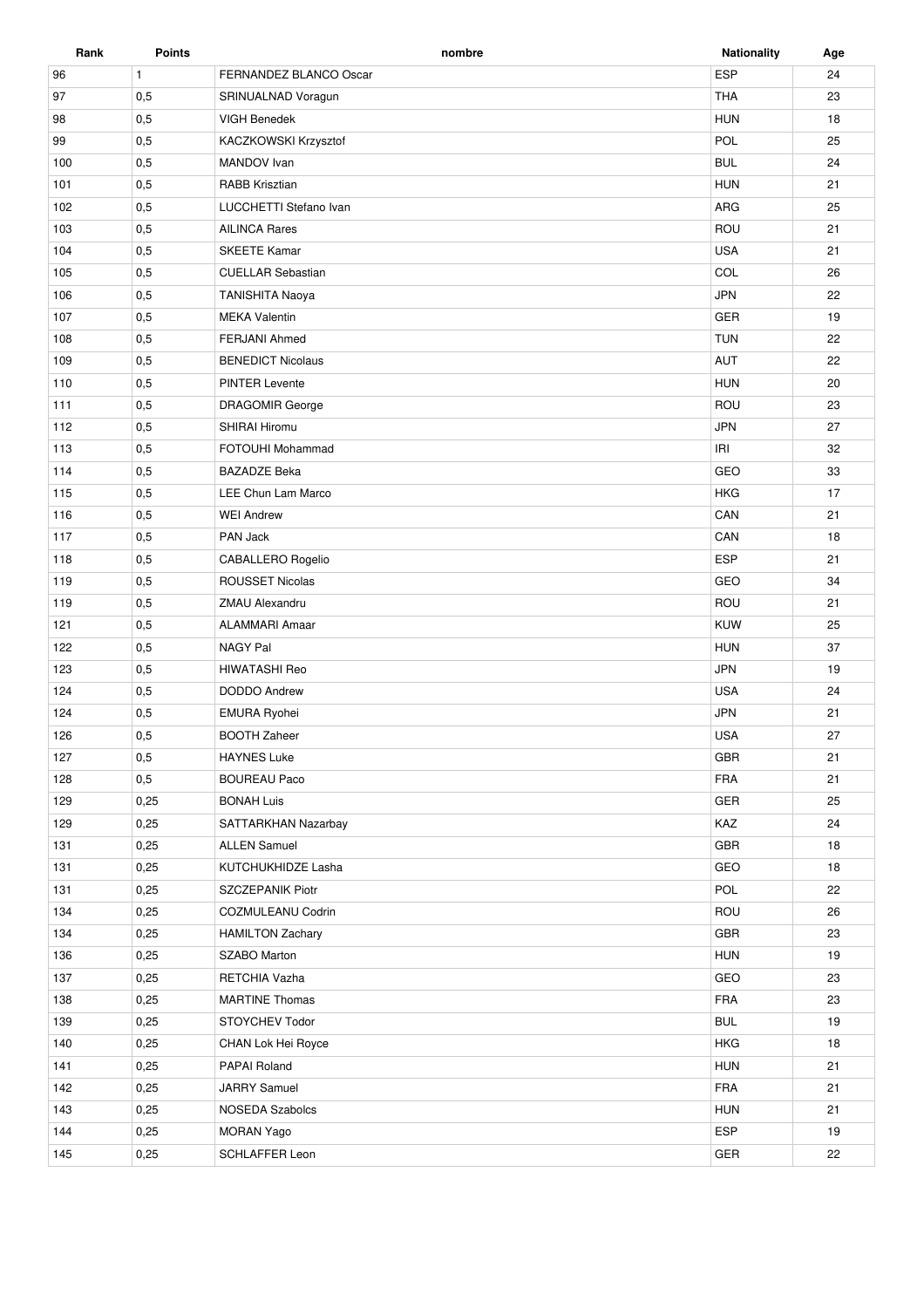| Rank | Points | nombre | Nationality | Age |
|---|---|---|---|---|
| 96 | 1 | FERNANDEZ BLANCO Oscar | ESP | 24 |
| 97 | 0,5 | SRINUALNAD Voragun | THA | 23 |
| 98 | 0,5 | VIGH Benedek | HUN | 18 |
| 99 | 0,5 | KACZKOWSKI Krzysztof | POL | 25 |
| 100 | 0,5 | MANDOV Ivan | BUL | 24 |
| 101 | 0,5 | RABB Krisztian | HUN | 21 |
| 102 | 0,5 | LUCCHETTI Stefano Ivan | ARG | 25 |
| 103 | 0,5 | AILINCA Rares | ROU | 21 |
| 104 | 0,5 | SKEETE Kamar | USA | 21 |
| 105 | 0,5 | CUELLAR Sebastian | COL | 26 |
| 106 | 0,5 | TANISHITA Naoya | JPN | 22 |
| 107 | 0,5 | MEKA Valentin | GER | 19 |
| 108 | 0,5 | FERJANI Ahmed | TUN | 22 |
| 109 | 0,5 | BENEDICT Nicolaus | AUT | 22 |
| 110 | 0,5 | PINTER Levente | HUN | 20 |
| 111 | 0,5 | DRAGOMIR George | ROU | 23 |
| 112 | 0,5 | SHIRAI Hiromu | JPN | 27 |
| 113 | 0,5 | FOTOUHI Mohammad | IRI | 32 |
| 114 | 0,5 | BAZADZE Beka | GEO | 33 |
| 115 | 0,5 | LEE Chun Lam Marco | HKG | 17 |
| 116 | 0,5 | WEI Andrew | CAN | 21 |
| 117 | 0,5 | PAN Jack | CAN | 18 |
| 118 | 0,5 | CABALLERO Rogelio | ESP | 21 |
| 119 | 0,5 | ROUSSET Nicolas | GEO | 34 |
| 119 | 0,5 | ZMAU Alexandru | ROU | 21 |
| 121 | 0,5 | ALAMMARI Amaar | KUW | 25 |
| 122 | 0,5 | NAGY Pal | HUN | 37 |
| 123 | 0,5 | HIWATASHI Reo | JPN | 19 |
| 124 | 0,5 | DODDO Andrew | USA | 24 |
| 124 | 0,5 | EMURA Ryohei | JPN | 21 |
| 126 | 0,5 | BOOTH Zaheer | USA | 27 |
| 127 | 0,5 | HAYNES Luke | GBR | 21 |
| 128 | 0,5 | BOUREAU Paco | FRA | 21 |
| 129 | 0,25 | BONAH Luis | GER | 25 |
| 129 | 0,25 | SATTARKHAN Nazarbay | KAZ | 24 |
| 131 | 0,25 | ALLEN Samuel | GBR | 18 |
| 131 | 0,25 | KUTCHUKHIDZE Lasha | GEO | 18 |
| 131 | 0,25 | SZCZEPANIK Piotr | POL | 22 |
| 134 | 0,25 | COZMULEANU Codrin | ROU | 26 |
| 134 | 0,25 | HAMILTON Zachary | GBR | 23 |
| 136 | 0,25 | SZABO Marton | HUN | 19 |
| 137 | 0,25 | RETCHIA Vazha | GEO | 23 |
| 138 | 0,25 | MARTINE Thomas | FRA | 23 |
| 139 | 0,25 | STOYCHEV Todor | BUL | 19 |
| 140 | 0,25 | CHAN Lok Hei Royce | HKG | 18 |
| 141 | 0,25 | PAPAI Roland | HUN | 21 |
| 142 | 0,25 | JARRY Samuel | FRA | 21 |
| 143 | 0,25 | NOSEDA Szabolcs | HUN | 21 |
| 144 | 0,25 | MORAN Yago | ESP | 19 |
| 145 | 0,25 | SCHLAFFER Leon | GER | 22 |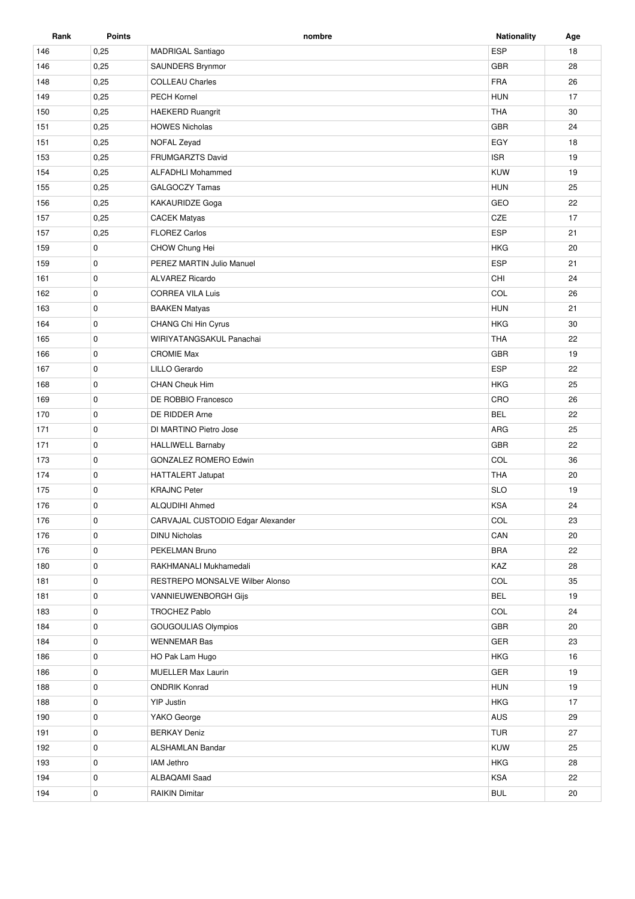| Rank | Points | nombre | Nationality | Age |
|---|---|---|---|---|
| 146 | 0,25 | MADRIGAL Santiago | ESP | 18 |
| 146 | 0,25 | SAUNDERS Brynmor | GBR | 28 |
| 148 | 0,25 | COLLEAU Charles | FRA | 26 |
| 149 | 0,25 | PECH Kornel | HUN | 17 |
| 150 | 0,25 | HAEKERD Ruangrit | THA | 30 |
| 151 | 0,25 | HOWES Nicholas | GBR | 24 |
| 151 | 0,25 | NOFAL Zeyad | EGY | 18 |
| 153 | 0,25 | FRUMGARZTS David | ISR | 19 |
| 154 | 0,25 | ALFADHLI Mohammed | KUW | 19 |
| 155 | 0,25 | GALGOCZY Tamas | HUN | 25 |
| 156 | 0,25 | KAKAURIDZE Goga | GEO | 22 |
| 157 | 0,25 | CACEK Matyas | CZE | 17 |
| 157 | 0,25 | FLOREZ Carlos | ESP | 21 |
| 159 | 0 | CHOW Chung Hei | HKG | 20 |
| 159 | 0 | PEREZ MARTIN Julio Manuel | ESP | 21 |
| 161 | 0 | ALVAREZ Ricardo | CHI | 24 |
| 162 | 0 | CORREA VILA Luis | COL | 26 |
| 163 | 0 | BAAKEN Matyas | HUN | 21 |
| 164 | 0 | CHANG Chi Hin Cyrus | HKG | 30 |
| 165 | 0 | WIRIYATANGSAKUL Panachai | THA | 22 |
| 166 | 0 | CROMIE Max | GBR | 19 |
| 167 | 0 | LILLO Gerardo | ESP | 22 |
| 168 | 0 | CHAN Cheuk Him | HKG | 25 |
| 169 | 0 | DE ROBBIO Francesco | CRO | 26 |
| 170 | 0 | DE RIDDER Arne | BEL | 22 |
| 171 | 0 | DI MARTINO Pietro Jose | ARG | 25 |
| 171 | 0 | HALLIWELL Barnaby | GBR | 22 |
| 173 | 0 | GONZALEZ ROMERO Edwin | COL | 36 |
| 174 | 0 | HATTALERT Jatupat | THA | 20 |
| 175 | 0 | KRAJNC Peter | SLO | 19 |
| 176 | 0 | ALQUDIHI Ahmed | KSA | 24 |
| 176 | 0 | CARVAJAL CUSTODIO Edgar Alexander | COL | 23 |
| 176 | 0 | DINU Nicholas | CAN | 20 |
| 176 | 0 | PEKELMAN Bruno | BRA | 22 |
| 180 | 0 | RAKHMANALI Mukhamedali | KAZ | 28 |
| 181 | 0 | RESTREPO MONSALVE Wilber Alonso | COL | 35 |
| 181 | 0 | VANNIEUWENBORGH Gijs | BEL | 19 |
| 183 | 0 | TROCHEZ Pablo | COL | 24 |
| 184 | 0 | GOUGOULIAS Olympios | GBR | 20 |
| 184 | 0 | WENNEMAR Bas | GER | 23 |
| 186 | 0 | HO Pak Lam Hugo | HKG | 16 |
| 186 | 0 | MUELLER Max Laurin | GER | 19 |
| 188 | 0 | ONDRIK Konrad | HUN | 19 |
| 188 | 0 | YIP Justin | HKG | 17 |
| 190 | 0 | YAKO George | AUS | 29 |
| 191 | 0 | BERKAY Deniz | TUR | 27 |
| 192 | 0 | ALSHAMLAN Bandar | KUW | 25 |
| 193 | 0 | IAM Jethro | HKG | 28 |
| 194 | 0 | ALBAQAMI Saad | KSA | 22 |
| 194 | 0 | RAIKIN Dimitar | BUL | 20 |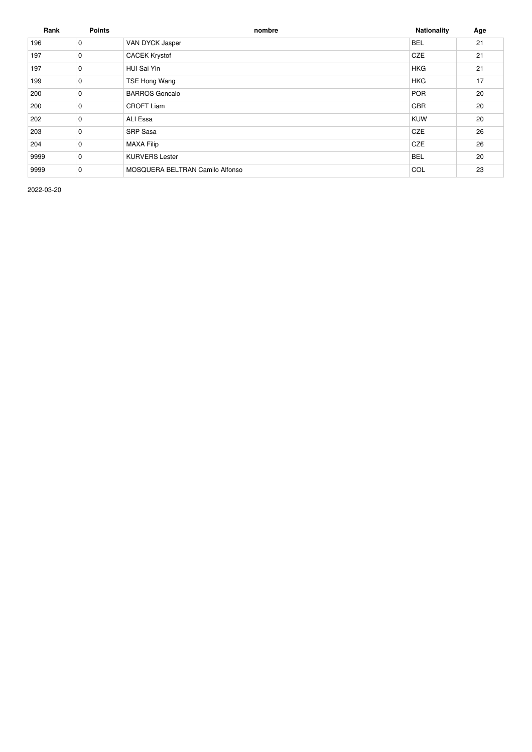| Rank | Points | nombre | Nationality | Age |
|---|---|---|---|---|
| 196 | 0 | VAN DYCK Jasper | BEL | 21 |
| 197 | 0 | CACEK Krystof | CZE | 21 |
| 197 | 0 | HUI Sai Yin | HKG | 21 |
| 199 | 0 | TSE Hong Wang | HKG | 17 |
| 200 | 0 | BARROS Goncalo | POR | 20 |
| 200 | 0 | CROFT Liam | GBR | 20 |
| 202 | 0 | ALI Essa | KUW | 20 |
| 203 | 0 | SRP Sasa | CZE | 26 |
| 204 | 0 | MAXA Filip | CZE | 26 |
| 9999 | 0 | KURVERS Lester | BEL | 20 |
| 9999 | 0 | MOSQUERA BELTRAN Camilo Alfonso | COL | 23 |

2022-03-20